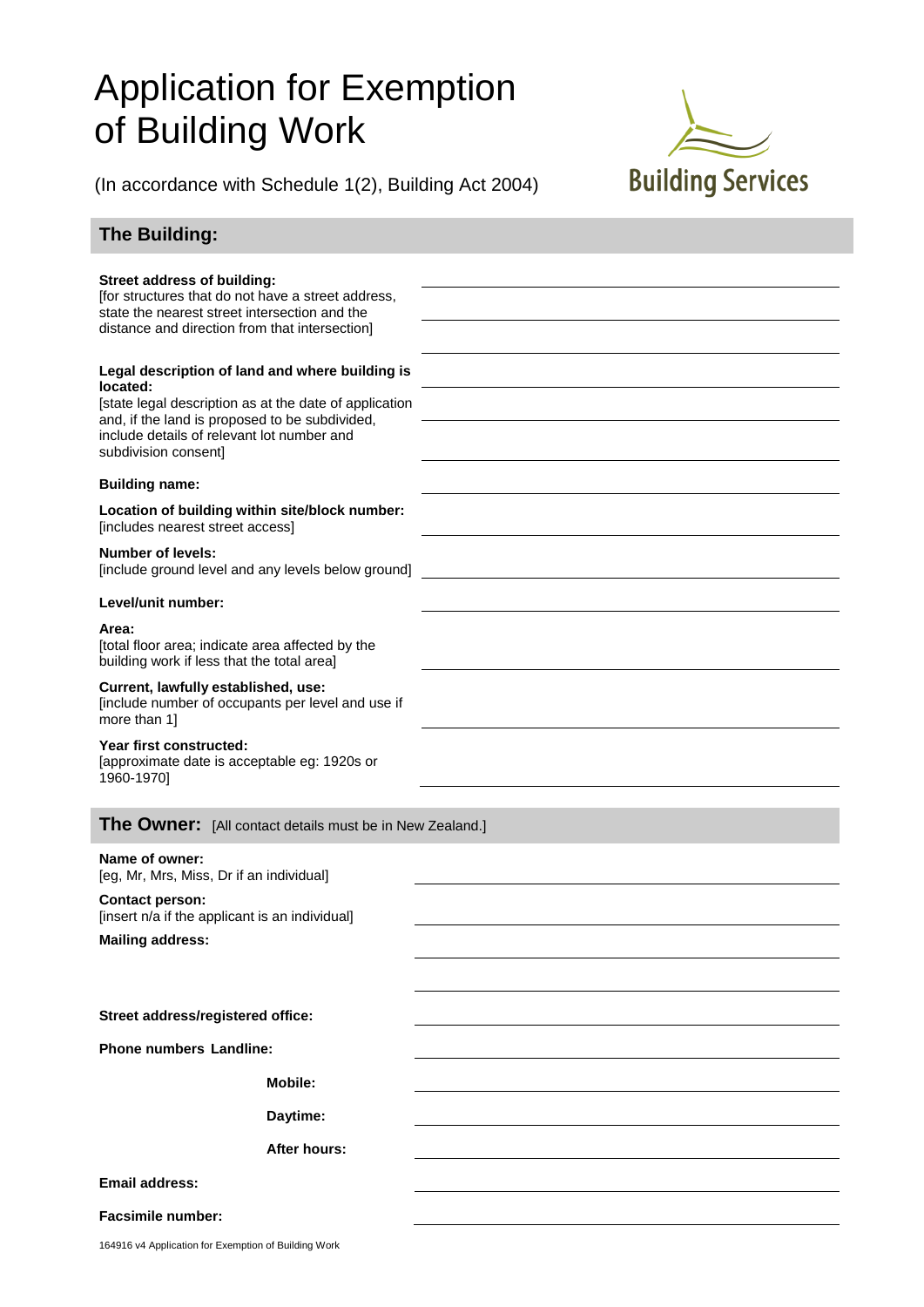# Application for Exemption of Building Work

(In accordance with Schedule 1(2), Building Act 2004)

Building Services

## The Building:

**Street address of building:**
[for structures that do not have a street address, state the nearest street intersection and the distance and direction from that intersection]

**Legal description of land and where building is located:**
[state legal description as at the date of application and, if the land is proposed to be subdivided, include details of relevant lot number and subdivision consent]

**Building name:**

**Location of building within site/block number:**
[includes nearest street access]

**Number of levels:**
[include ground level and any levels below ground]

**Level/unit number:**

**Area:**
[total floor area; indicate area affected by the building work if less that the total area]

**Current, lawfully established, use:**
[include number of occupants per level and use if more than 1]

**Year first constructed:**
[approximate date is acceptable eg: 1920s or 1960-1970]

## The Owner: [All contact details must be in New Zealand.]

**Name of owner:**
[eg, Mr, Mrs, Miss, Dr if an individual]

**Contact person:**
[insert n/a if the applicant is an individual]

**Mailing address:**

**Street address/registered office:**

**Phone numbers Landline:**

**Mobile:**

**Daytime:**

**After hours:**

**Email address:**

**Facsimile number:**

164916 v4 Application for Exemption of Building Work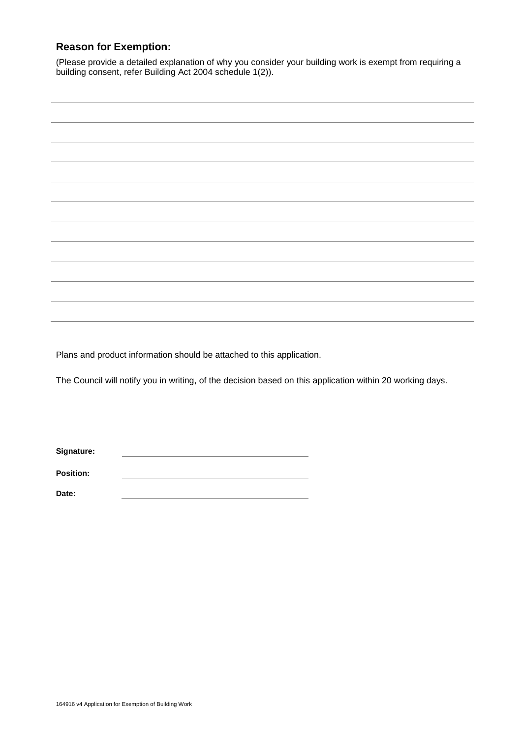## Reason for Exemption:

(Please provide a detailed explanation of why you consider your building work is exempt from requiring a building consent, refer Building Act 2004 schedule 1(2)).

Plans and product information should be attached to this application.

The Council will notify you in writing, of the decision based on this application within 20 working days.

**Signature:** \_\_\_\_\_\_\_\_\_\_\_\_\_\_\_\_\_\_\_\_\_\_\_\_\_\_\_\_\_\_

**Position:** \_\_\_\_\_\_\_\_\_\_\_\_\_\_\_\_\_\_\_\_\_\_\_\_\_\_\_\_\_\_

**Date:** \_\_\_\_\_\_\_\_\_\_\_\_\_\_\_\_\_\_\_\_\_\_\_\_\_\_\_\_\_\_

164916 v4 Application for Exemption of Building Work